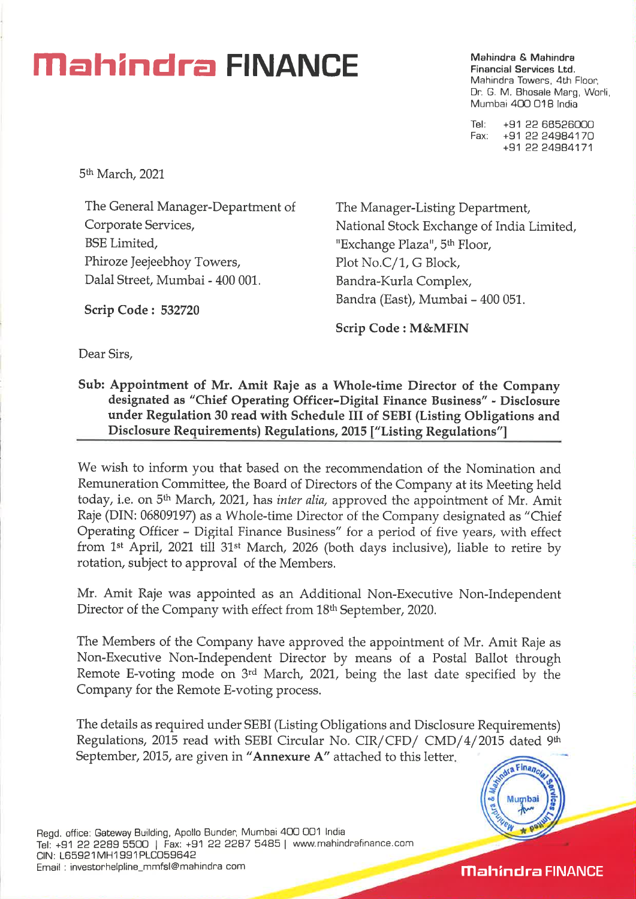# Mahindra FINANCE

**Mahindra & Mahindra Financial Services Ltd.**
Mahindra Towers, 4th Floor,
Dr. G. M. Bhosale Marg, Worli,
Mumbai 400 018 India

Tel: +91 22 68526000
Fax: +91 22 24984170
+91 22 24984171

5th March, 2021

The General Manager-Department of Corporate Services,
BSE Limited,
Phiroze Jeejeebhoy Towers,
Dalal Street, Mumbai - 400 001.

**Scrip Code : 532720**

The Manager-Listing Department,
National Stock Exchange of India Limited,
"Exchange Plaza", 5th Floor,
Plot No.C/1, G Block,
Bandra-Kurla Complex,
Bandra (East), Mumbai – 400 051.

**Scrip Code : M&MFIN**

Dear Sirs,

**Sub: Appointment of Mr. Amit Raje as a Whole-time Director of the Company designated as "Chief Operating Officer-Digital Finance Business" - Disclosure under Regulation 30 read with Schedule III of SEBI (Listing Obligations and Disclosure Requirements) Regulations, 2015 ["Listing Regulations"]**

We wish to inform you that based on the recommendation of the Nomination and Remuneration Committee, the Board of Directors of the Company at its Meeting held today, i.e. on 5th March, 2021, has *inter alia,* approved the appointment of Mr. Amit Raje (DIN: 06809197) as a Whole-time Director of the Company designated as "Chief Operating Officer – Digital Finance Business" for a period of five years, with effect from 1st April, 2021 till 31st March, 2026 (both days inclusive), liable to retire by rotation, subject to approval of the Members.

Mr. Amit Raje was appointed as an Additional Non-Executive Non-Independent Director of the Company with effect from 18th September, 2020.

The Members of the Company have approved the appointment of Mr. Amit Raje as Non-Executive Non-Independent Director by means of a Postal Ballot through Remote E-voting mode on 3rd March, 2021, being the last date specified by the Company for the Remote E-voting process.

The details as required under SEBI (Listing Obligations and Disclosure Requirements) Regulations, 2015 read with SEBI Circular No. CIR/CFD/ CMD/4/2015 dated 9th September, 2015, are given in **"Annexure A"** attached to this letter.

Regd. office: Gateway Building, Apollo Bunder, Mumbai 400 001 India
Tel: +91 22 2289 5500 | Fax: +91 22 2287 5485 | www.mahindrafinance.com
CIN: L65921MH1991PLC059642
Email : investorhelpline_mmfsl@mahindra com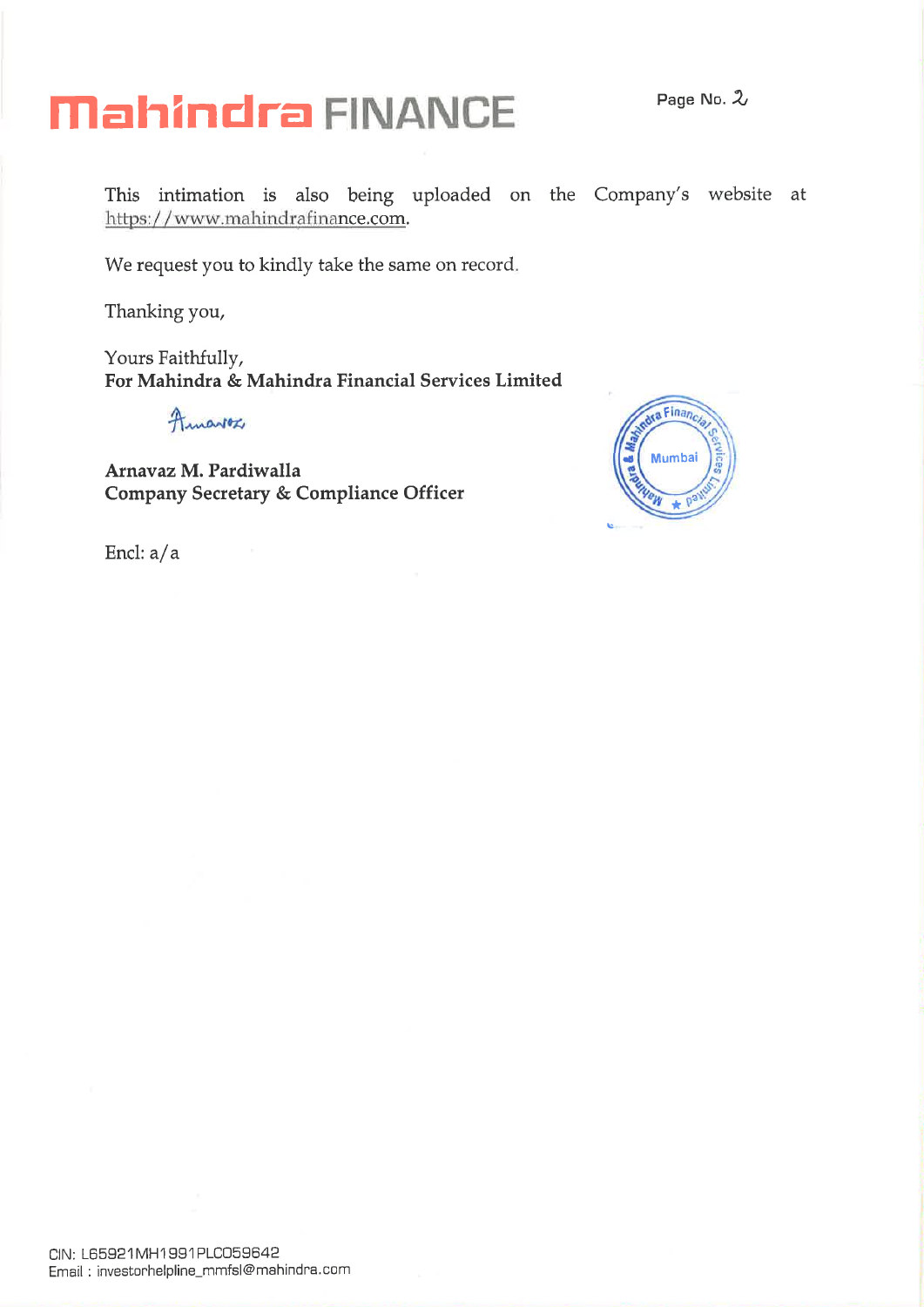This intimation is also being uploaded on the Company's website at https://www.mahindrafinance.com.

We request you to kindly take the same on record.

Thanking you,

Yours Faithfully,
**For Mahindra & Mahindra Financial Services Limited**

**Arnavaz M. Pardiwalla**
**Company Secretary & Compliance Officer**

Encl: a/a

CIN: L65921MH1991PLC059642
Email : investorhelpline_mmfsl@mahindra.com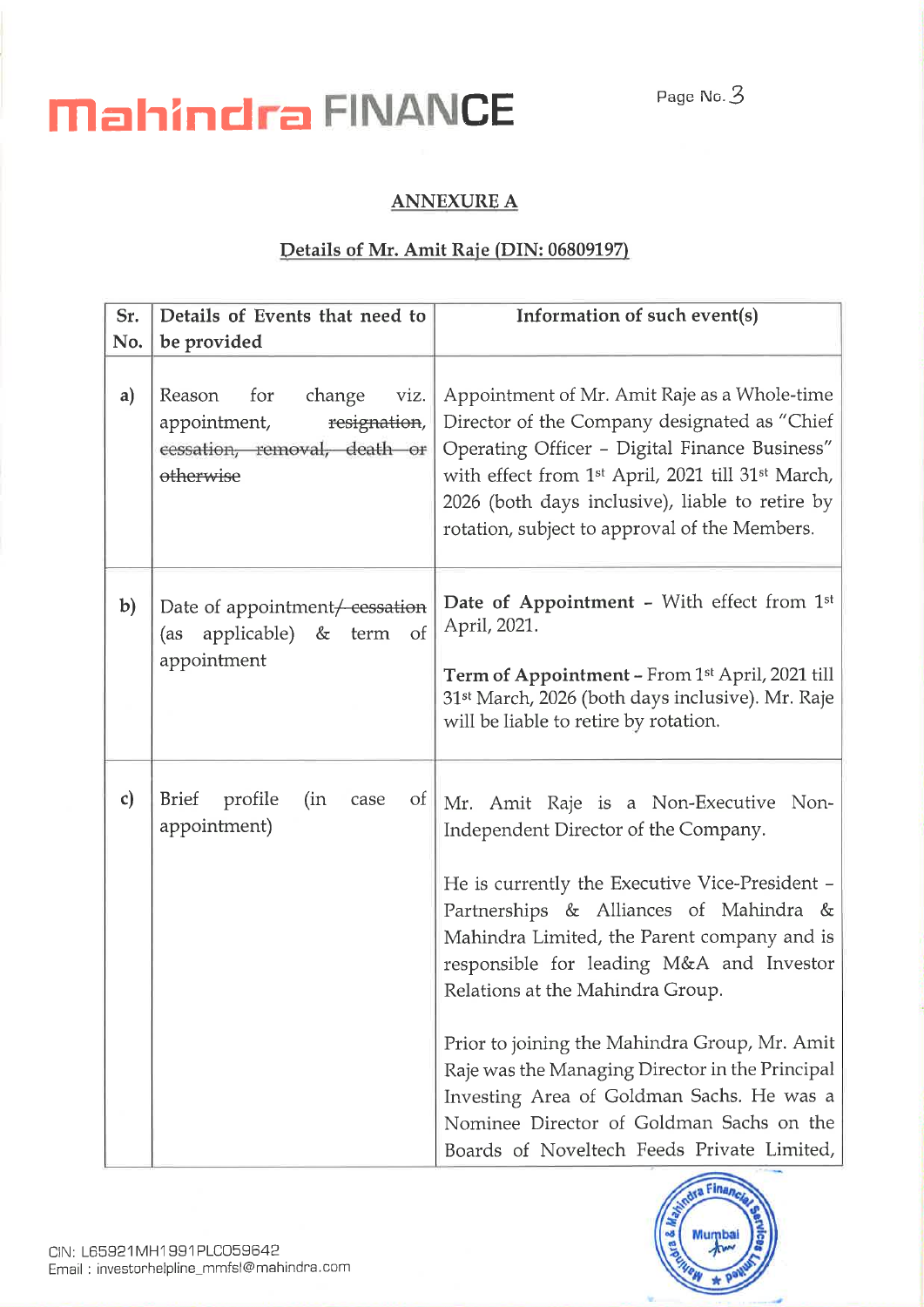## ANNEXURE A

## Details of Mr. Amit Raje (DIN: 06809197)

| Sr. No. | Details of Events that need to be provided | Information of such event(s) |
|---|---|---|
| a) | Reason for change viz. appointment, ~~resignation, cessation, removal, death or otherwise~~ | Appointment of Mr. Amit Raje as a Whole-time Director of the Company designated as "Chief Operating Officer - Digital Finance Business" with effect from 1st April, 2021 till 31st March, 2026 (both days inclusive), liable to retire by rotation, subject to approval of the Members. |
| b) | Date of appointment~~/ cessation~~ (as applicable) & term of appointment | **Date of Appointment** - With effect from 1st April, 2021.<br><br>**Term of Appointment** - From 1st April, 2021 till 31st March, 2026 (both days inclusive). Mr. Raje will be liable to retire by rotation. |
| c) | Brief profile (in case of appointment) | Mr. Amit Raje is a Non-Executive Non-Independent Director of the Company.<br><br>He is currently the Executive Vice-President - Partnerships & Alliances of Mahindra & Mahindra Limited, the Parent company and is responsible for leading M&A and Investor Relations at the Mahindra Group.<br><br>Prior to joining the Mahindra Group, Mr. Amit Raje was the Managing Director in the Principal Investing Area of Goldman Sachs. He was a Nominee Director of Goldman Sachs on the Boards of Noveltech Feeds Private Limited, |

CIN: L65921MH1991PLC059642
Email : investorhelpline_mmfsl@mahindra.com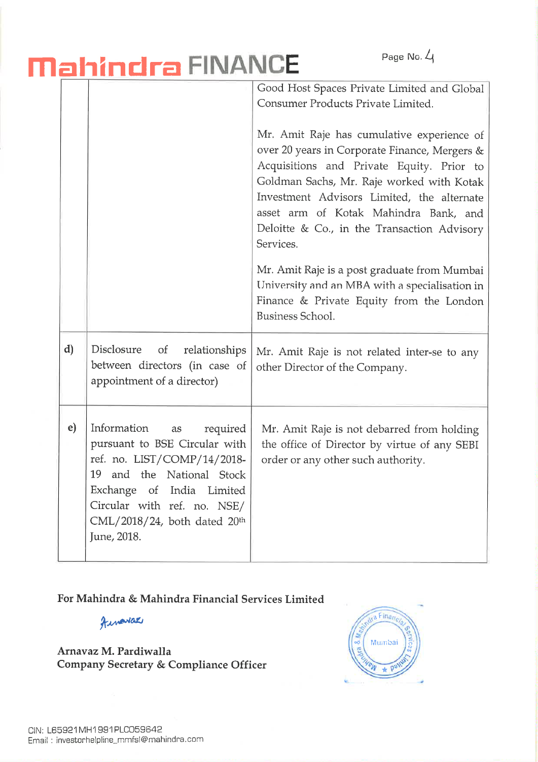| | | |
|---|---|---|
| | | Good Host Spaces Private Limited and Global Consumer Products Private Limited.<br><br>Mr. Amit Raje has cumulative experience of over 20 years in Corporate Finance, Mergers & Acquisitions and Private Equity. Prior to Goldman Sachs, Mr. Raje worked with Kotak Investment Advisors Limited, the alternate asset arm of Kotak Mahindra Bank, and Deloitte & Co., in the Transaction Advisory Services.<br><br>Mr. Amit Raje is a post graduate from Mumbai University and an MBA with a specialisation in Finance & Private Equity from the London Business School. |
| d) | Disclosure of relationships between directors (in case of appointment of a director) | Mr. Amit Raje is not related inter-se to any other Director of the Company. |
| e) | Information as required pursuant to BSE Circular with ref. no. LIST/COMP/14/2018-19 and the National Stock Exchange of India Limited Circular with ref. no. NSE/CML/2018/24, both dated 20th June, 2018. | Mr. Amit Raje is not debarred from holding the office of Director by virtue of any SEBI order or any other such authority. |

**For Mahindra & Mahindra Financial Services Limited**

**Arnavaz M. Pardiwalla**
**Company Secretary & Compliance Officer**

CIN: L65921MH1991PLC059642
Email : investorhelpline_mmfsl@mahindra.com